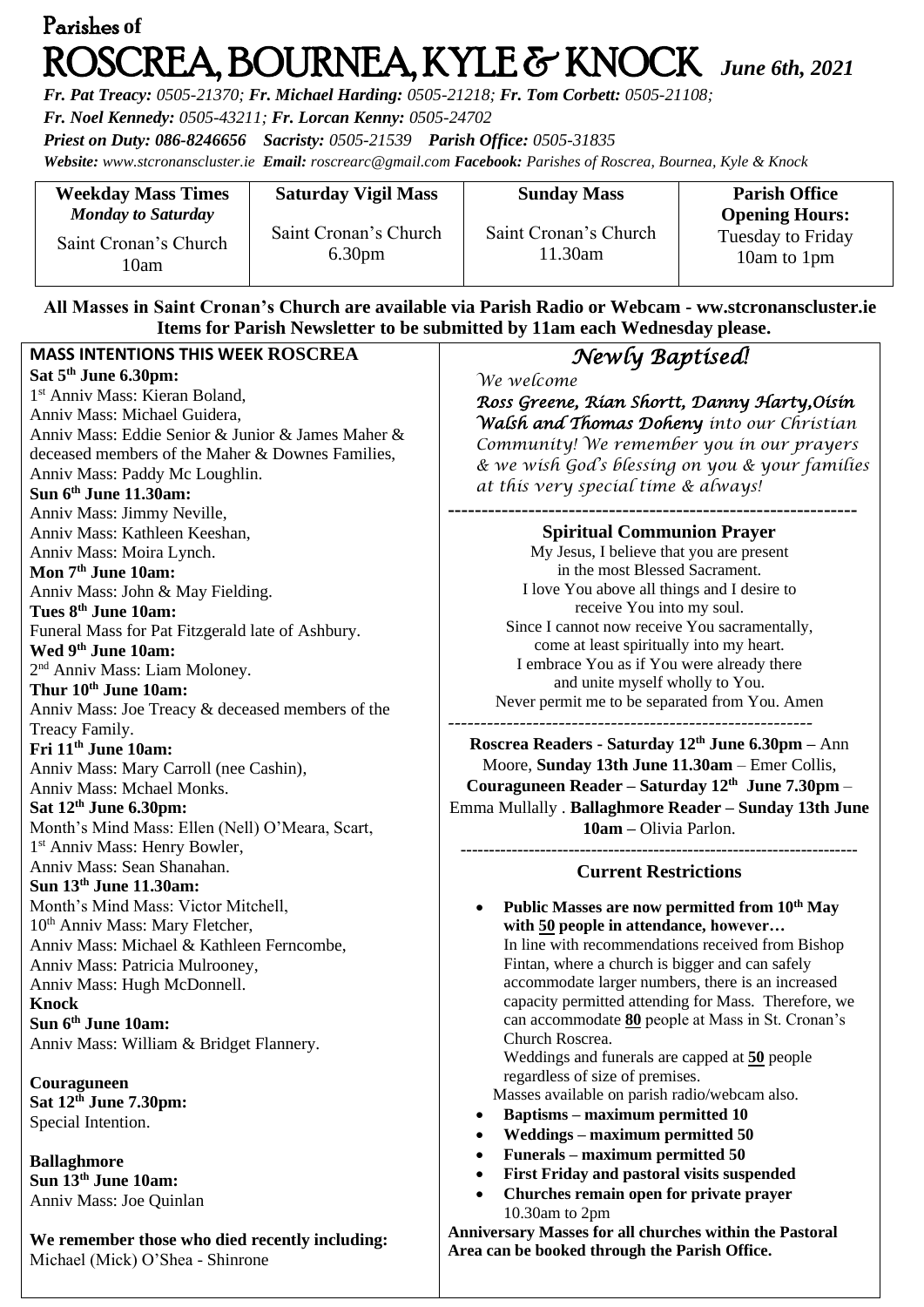# Parishes of
# ROSCREA, BOURNEA, KYLE & KNOCK *June 6th, 2021*

***Fr. Pat Treacy:** 0505-21370; **Fr. Michael Harding:** 0505-21218; **Fr. Tom Corbett:** 0505-21108;*
***Fr. Noel Kennedy:** 0505-43211; **Fr. Lorcan Kenny:** 0505-24702*
***Priest on Duty:** 086-8246656 **Sacristy:** 0505-21539 **Parish Office:** 0505-31835*
***Website:** www.stcronanscluster.ie **Email:** roscrearc@gmail.com **Facebook:** Parishes of Roscrea, Bournea, Kyle & Knock*

| **Weekday Mass Times** *Monday to Saturday* | **Saturday Vigil Mass** | **Sunday Mass** | **Parish Office Opening Hours:** |
|---|---|---|---|
| Saint Cronan's Church 10am | Saint Cronan's Church 6.30pm | Saint Cronan's Church 11.30am | Tuesday to Friday 10am to 1pm |

**All Masses in Saint Cronan's Church are available via Parish Radio or Webcam - ww.stcronanscluster.ie**
**Items for Parish Newsletter to be submitted by 11am each Wednesday please.**

## MASS INTENTIONS THIS WEEK ROSCREA

**Sat 5th June 6.30pm:**
1st Anniv Mass: Kieran Boland,
Anniv Mass: Michael Guidera,
Anniv Mass: Eddie Senior & Junior & James Maher & deceased members of the Maher & Downes Families,
Anniv Mass: Paddy Mc Loughlin.

**Sun 6th June 11.30am:**
Anniv Mass: Jimmy Neville,
Anniv Mass: Kathleen Keeshan,
Anniv Mass: Moira Lynch.

**Mon 7th June 10am:**
Anniv Mass: John & May Fielding.

**Tues 8th June 10am:**
Funeral Mass for Pat Fitzgerald late of Ashbury.

**Wed 9th June 10am:**
2nd Anniv Mass: Liam Moloney.

**Thur 10th June 10am:**
Anniv Mass: Joe Treacy & deceased members of the Treacy Family.

**Fri 11th June 10am:**
Anniv Mass: Mary Carroll (nee Cashin),
Anniv Mass: Mchael Monks.

**Sat 12th June 6.30pm:**
Month's Mind Mass: Ellen (Nell) O'Meara, Scart,
1st Anniv Mass: Henry Bowler,
Anniv Mass: Sean Shanahan.

**Sun 13th June 11.30am:**
Month's Mind Mass: Victor Mitchell,
10th Anniv Mass: Mary Fletcher,
Anniv Mass: Michael & Kathleen Ferncombe,
Anniv Mass: Patricia Mulrooney,
Anniv Mass: Hugh McDonnell.

**Knock**
**Sun 6th June 10am:**
Anniv Mass: William & Bridget Flannery.

**Couraguneen**
**Sat 12th June 7.30pm:**
Special Intention.

**Ballaghmore**
**Sun 13th June 10am:**
Anniv Mass: Joe Quinlan

**We remember those who died recently including:**
Michael (Mick) O'Shea - Shinrone

## *Newly Baptised!*

*We welcome*
***Ross Greene, Rian Shortt, Danny Harty, Oisín Walsh and Thomas Doheny** into our Christian Community! We remember you in our prayers & we wish God's blessing on you & your families at this very special time & always!*

---

### Spiritual Communion Prayer

My Jesus, I believe that you are present
in the most Blessed Sacrament.
I love You above all things and I desire to
receive You into my soul.
Since I cannot now receive You sacramentally,
come at least spiritually into my heart.
I embrace You as if You were already there
and unite myself wholly to You.
Never permit me to be separated from You. Amen

---

**Roscrea Readers - Saturday 12th June 6.30pm –** Ann Moore, **Sunday 13th June 11.30am** – Emer Collis, **Couraguneen Reader – Saturday 12th June 7.30pm** – Emma Mullally . **Ballaghmore Reader – Sunday 13th June 10am –** Olivia Parlon.

---

### Current Restrictions

- **Public Masses are now permitted from 10th May with 50 people in attendance, however…**
  In line with recommendations received from Bishop Fintan, where a church is bigger and can safely accommodate larger numbers, there is an increased capacity permitted attending for Mass. Therefore, we can accommodate **80** people at Mass in St. Cronan's Church Roscrea.
  Weddings and funerals are capped at **50** people regardless of size of premises.
  Masses available on parish radio/webcam also.
- **Baptisms – maximum permitted 10**
- **Weddings – maximum permitted 50**
- **Funerals – maximum permitted 50**
- **First Friday and pastoral visits suspended**
- **Churches remain open for private prayer** 10.30am to 2pm

**Anniversary Masses for all churches within the Pastoral Area can be booked through the Parish Office.**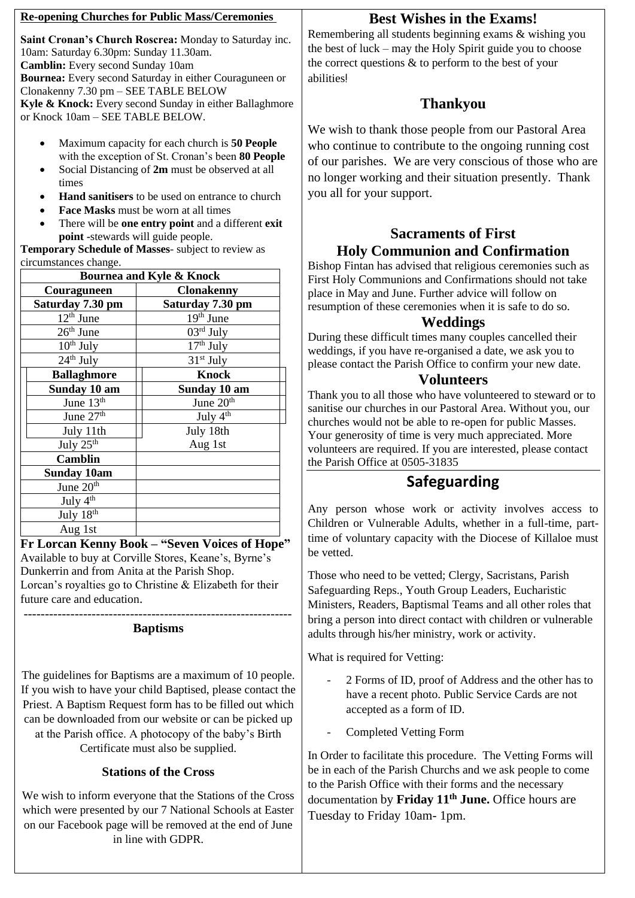## Re-opening Churches for Public Mass/Ceremonies

**Saint Cronan's Church Roscrea:** Monday to Saturday inc. 10am: Saturday 6.30pm: Sunday 11.30am.
**Camblin:** Every second Sunday 10am
**Bournea:** Every second Saturday in either Couraguneen or Clonakenny 7.30 pm – SEE TABLE BELOW
**Kyle & Knock:** Every second Sunday in either Ballaghmore or Knock 10am – SEE TABLE BELOW.

- Maximum capacity for each church is **50 People** with the exception of St. Cronan's been **80 People**
- Social Distancing of **2m** must be observed at all times
- **Hand sanitisers** to be used on entrance to church
- **Face Masks** must be worn at all times
- There will be **one entry point** and a different **exit point** -stewards will guide people.

**Temporary Schedule of Masses**- subject to review as circumstances change.

| Bournea and Kyle & Knock | |
|---|---|
| **Couraguneen** | **Clonakenny** |
| **Saturday 7.30 pm** | **Saturday 7.30 pm** |
| 12th June | 19th June |
| 26th June | 03rd July |
| 10th July | 17th July |
| 24th July | 31st July |
| **Ballaghmore** | **Knock** |
| **Sunday 10 am** | **Sunday 10 am** |
| June 13th | June 20th |
| June 27th | July 4th |
| July 11th | July 18th |
| July 25th | Aug 1st |
| **Camblin** | |
| **Sunday 10am** | |
| June 20th | |
| July 4th | |
| July 18th | |
| Aug 1st | |

**Fr Lorcan Kenny Book – "Seven Voices of Hope"**
Available to buy at Corville Stores, Keane's, Byrne's Dunkerrin and from Anita at the Parish Shop.
Lorcan's royalties go to Christine & Elizabeth for their future care and education.

---

### Baptisms

The guidelines for Baptisms are a maximum of 10 people. If you wish to have your child Baptised, please contact the Priest. A Baptism Request form has to be filled out which can be downloaded from our website or can be picked up at the Parish office. A photocopy of the baby's Birth Certificate must also be supplied.

### Stations of the Cross

We wish to inform everyone that the Stations of the Cross which were presented by our 7 National Schools at Easter on our Facebook page will be removed at the end of June in line with GDPR.

## Best Wishes in the Exams!

Remembering all students beginning exams & wishing you the best of luck – may the Holy Spirit guide you to choose the correct questions & to perform to the best of your abilities!

## Thankyou

We wish to thank those people from our Pastoral Area who continue to contribute to the ongoing running cost of our parishes. We are very conscious of those who are no longer working and their situation presently. Thank you all for your support.

## Sacraments of First Holy Communion and Confirmation

Bishop Fintan has advised that religious ceremonies such as First Holy Communions and Confirmations should not take place in May and June. Further advice will follow on resumption of these ceremonies when it is safe to do so.

## Weddings

During these difficult times many couples cancelled their weddings, if you have re-organised a date, we ask you to please contact the Parish Office to confirm your new date.

## Volunteers

Thank you to all those who have volunteered to steward or to sanitise our churches in our Pastoral Area. Without you, our churches would not be able to re-open for public Masses. Your generosity of time is very much appreciated. More volunteers are required. If you are interested, please contact the Parish Office at 0505-31835

## Safeguarding

Any person whose work or activity involves access to Children or Vulnerable Adults, whether in a full-time, part-time of voluntary capacity with the Diocese of Killaloe must be vetted.

Those who need to be vetted; Clergy, Sacristans, Parish Safeguarding Reps., Youth Group Leaders, Eucharistic Ministers, Readers, Baptismal Teams and all other roles that bring a person into direct contact with children or vulnerable adults through his/her ministry, work or activity.

What is required for Vetting:

- 2 Forms of ID, proof of Address and the other has to have a recent photo. Public Service Cards are not accepted as a form of ID.
- Completed Vetting Form

In Order to facilitate this procedure. The Vetting Forms will be in each of the Parish Churchs and we ask people to come to the Parish Office with their forms and the necessary documentation by **Friday 11th June.** Office hours are Tuesday to Friday 10am- 1pm.